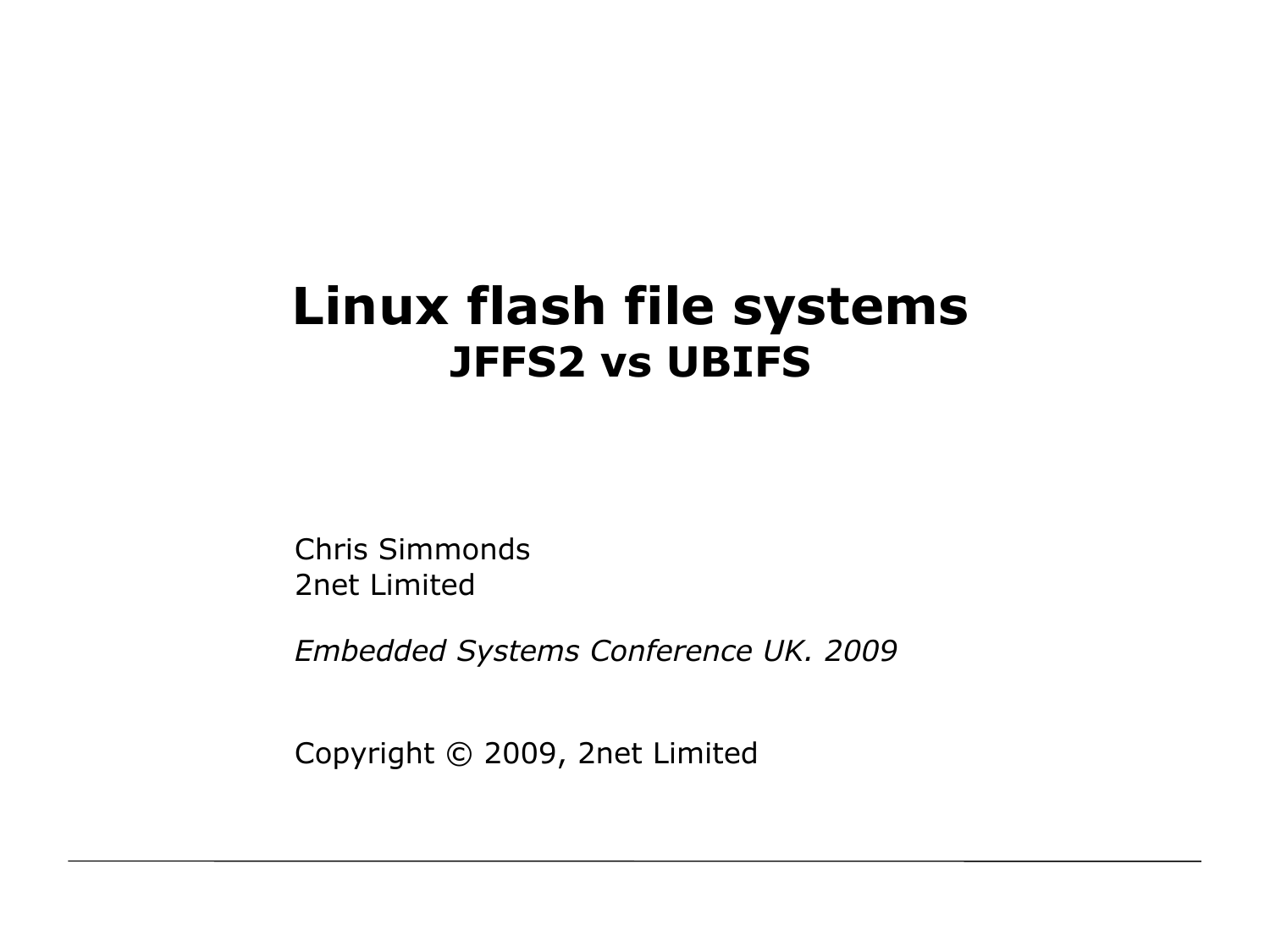# Linux flash file systems

## JFFS2 vs UBIFS

Chris Simmonds
2net Limited

*Embedded Systems Conference UK. 2009*

Copyright © 2009, 2net Limited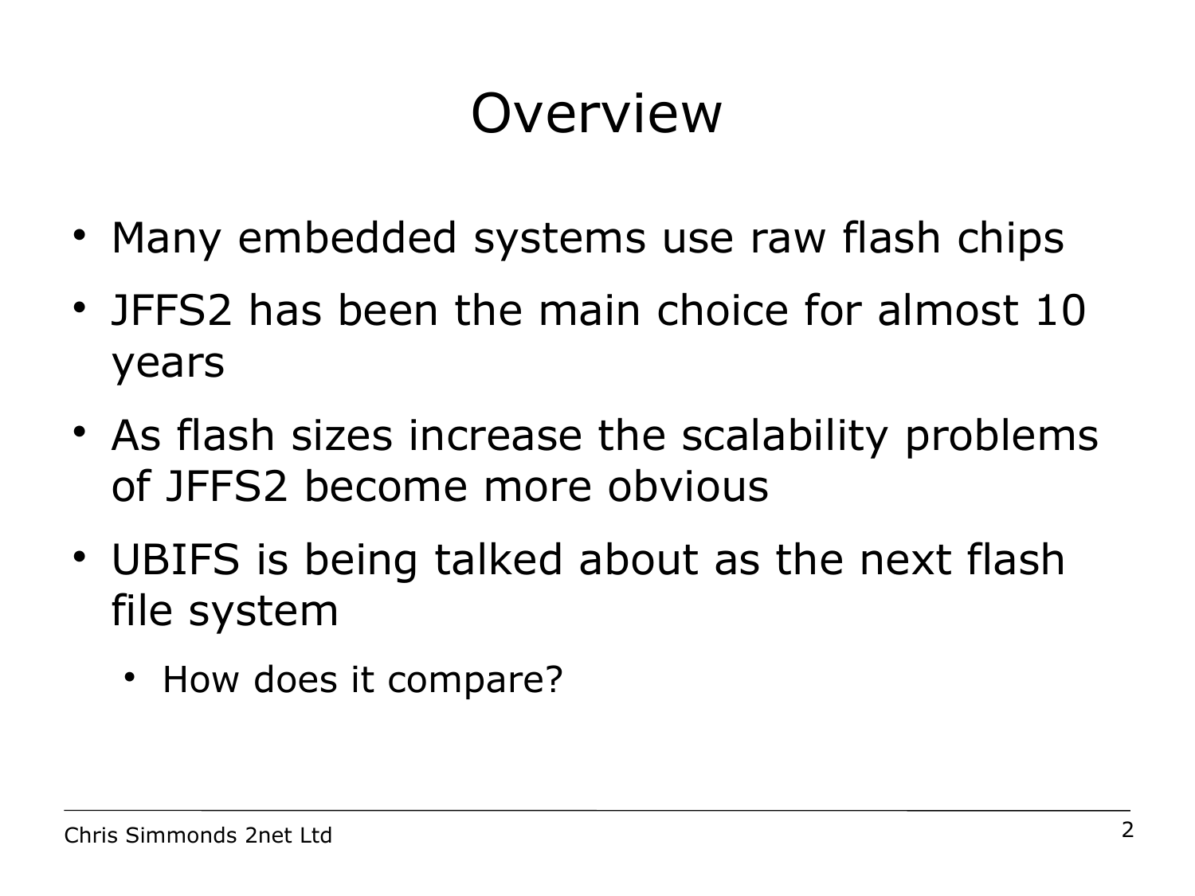# Overview

- Many embedded systems use raw flash chips
- JFFS2 has been the main choice for almost 10 years
- As flash sizes increase the scalability problems of JFFS2 become more obvious
- UBIFS is being talked about as the next flash file system
  - How does it compare?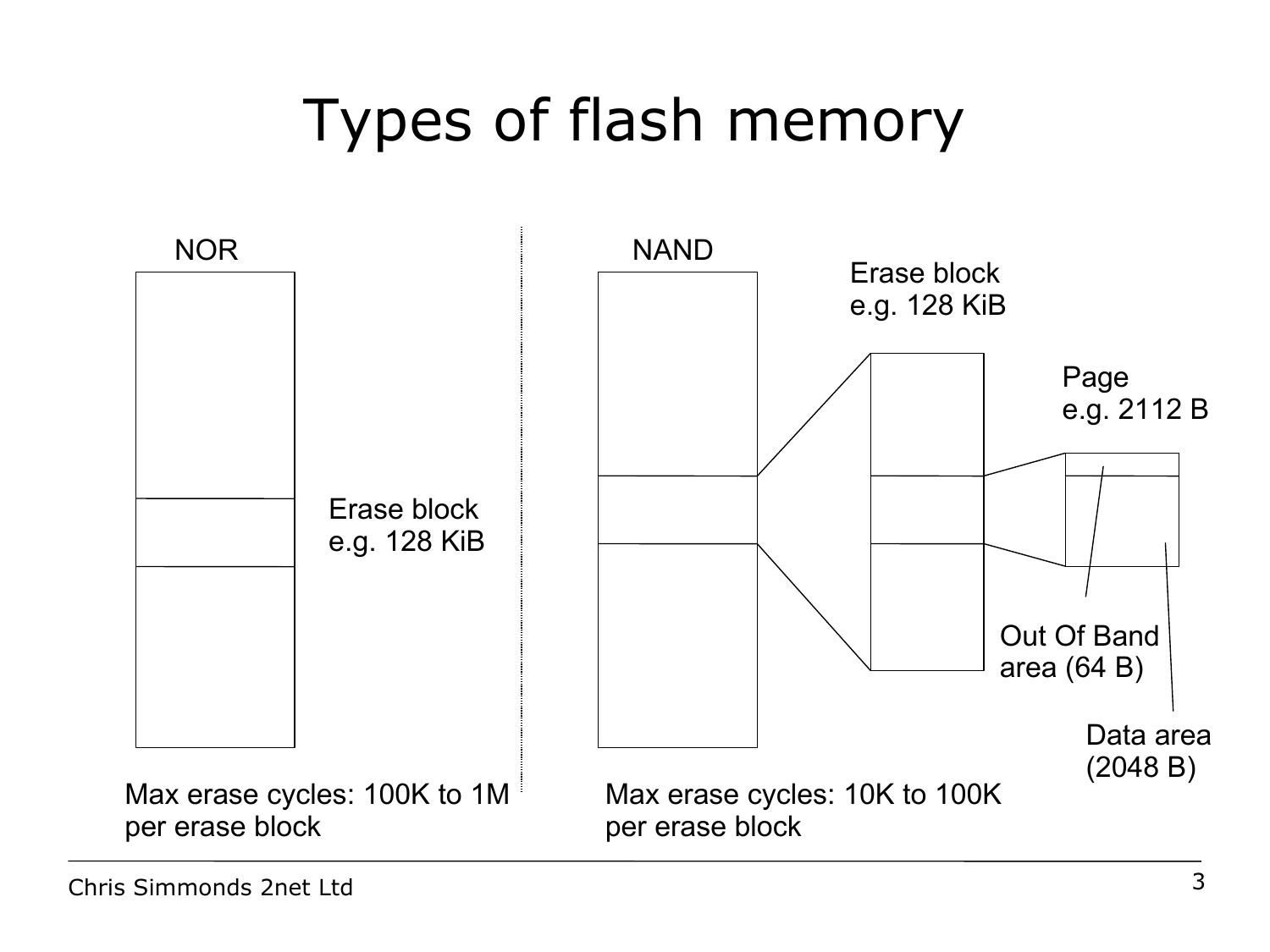# Types of flash memory

NOR

Erase block
e.g. 128 KiB

Max erase cycles: 100K to 1M
per erase block

NAND

Erase block
e.g. 128 KiB

Page
e.g. 2112 B

Out Of Band
area (64 B)

Data area
(2048 B)

Max erase cycles: 10K to 100K
per erase block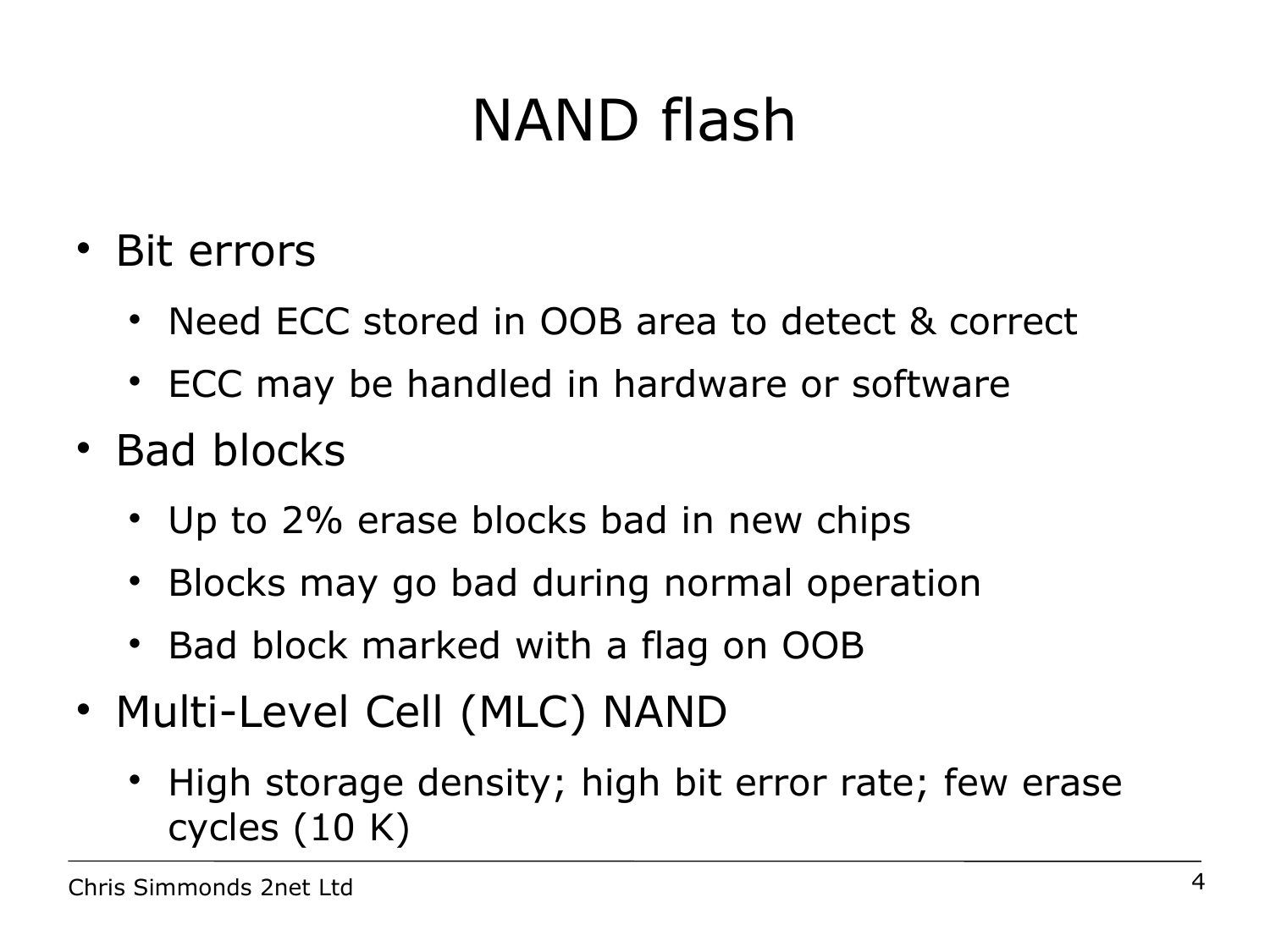# NAND flash

- Bit errors
  - Need ECC stored in OOB area to detect & correct
  - ECC may be handled in hardware or software
- Bad blocks
  - Up to 2% erase blocks bad in new chips
  - Blocks may go bad during normal operation
  - Bad block marked with a flag on OOB
- Multi-Level Cell (MLC) NAND
  - High storage density; high bit error rate; few erase cycles (10 K)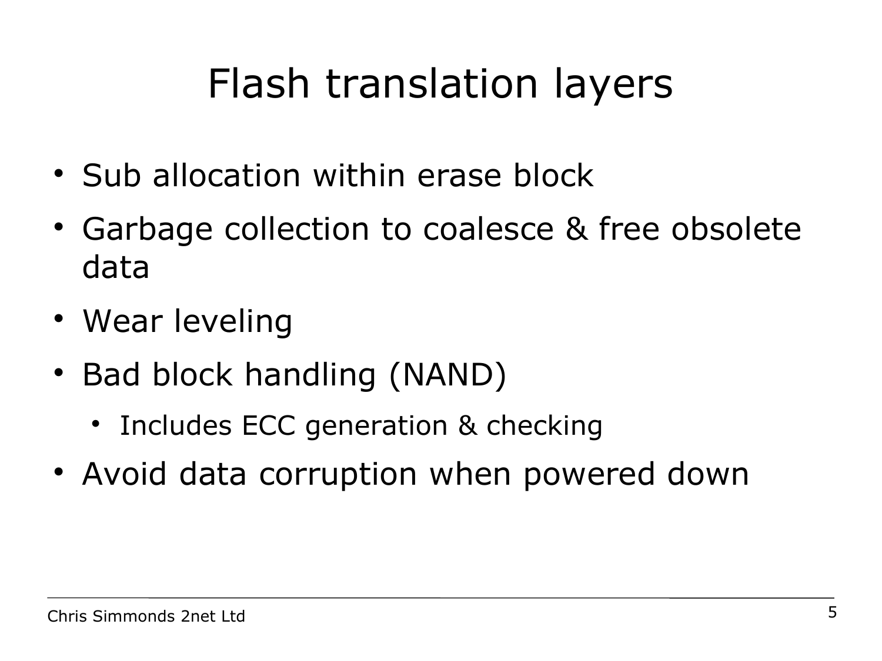# Flash translation layers

- Sub allocation within erase block
- Garbage collection to coalesce & free obsolete data
- Wear leveling
- Bad block handling (NAND)
  - Includes ECC generation & checking
- Avoid data corruption when powered down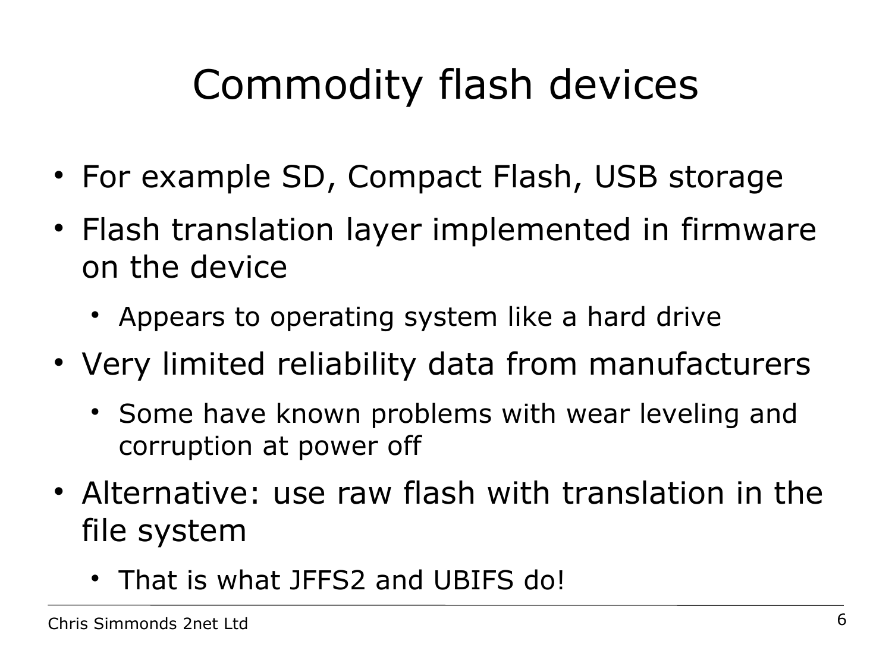# Commodity flash devices

- For example SD, Compact Flash, USB storage
- Flash translation layer implemented in firmware on the device
  - Appears to operating system like a hard drive
- Very limited reliability data from manufacturers
  - Some have known problems with wear leveling and corruption at power off
- Alternative: use raw flash with translation in the file system
  - That is what JFFS2 and UBIFS do!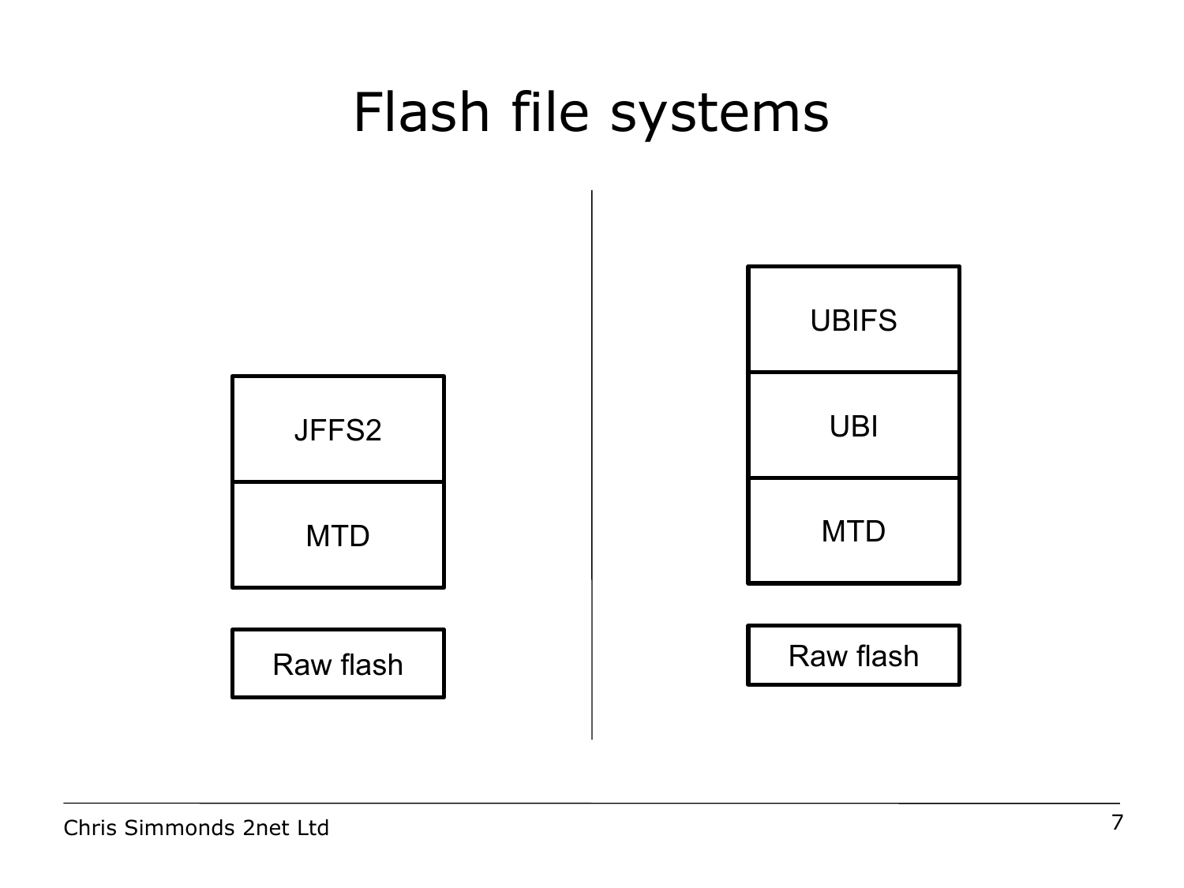# Flash file systems

JFFS2

MTD

Raw flash

UBIFS

UBI

MTD

Raw flash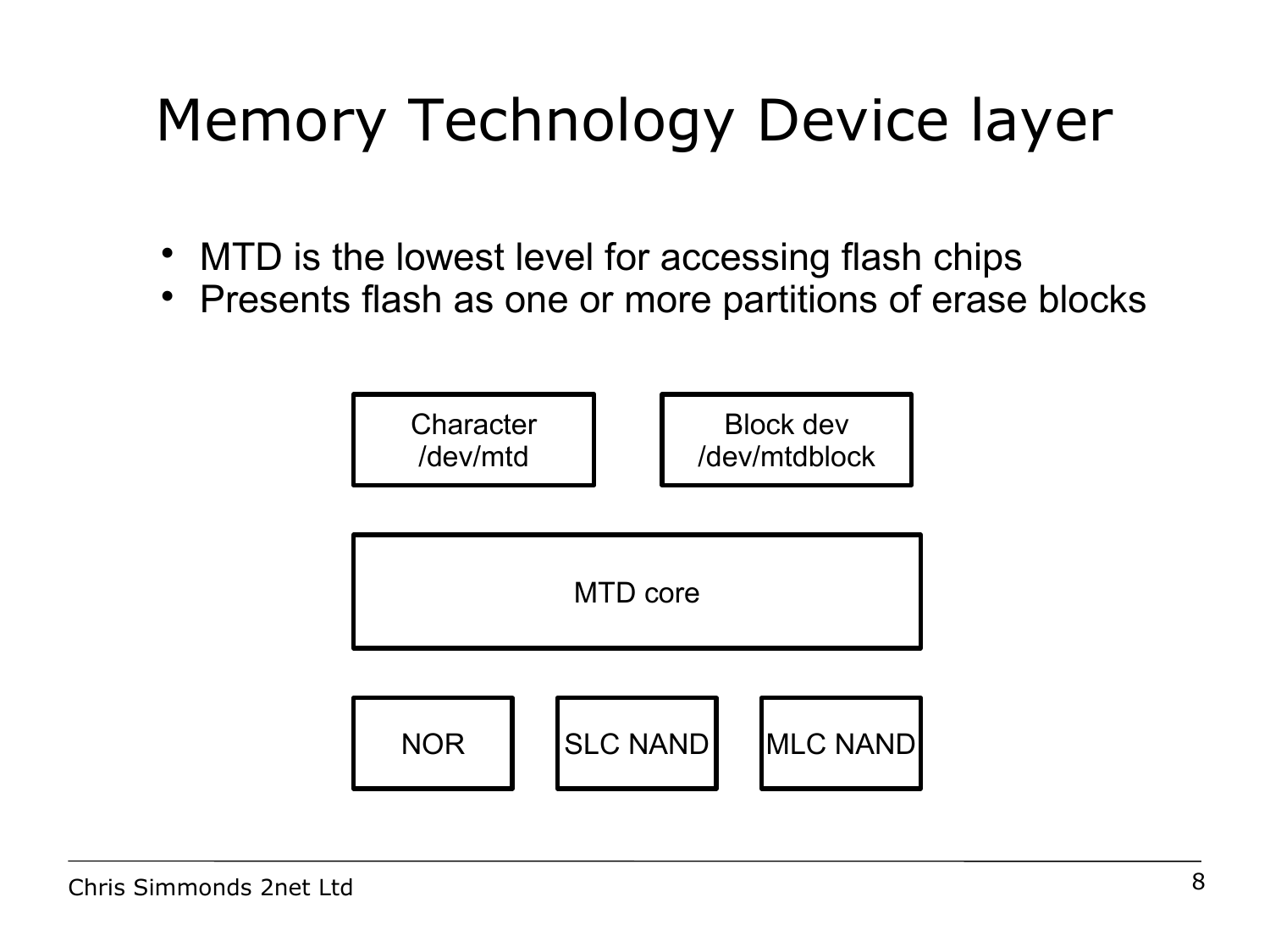# Memory Technology Device layer

- MTD is the lowest level for accessing flash chips
- Presents flash as one or more partitions of erase blocks

Character /dev/mtd

Block dev /dev/mtdblock

MTD core

NOR

SLC NAND

MLC NAND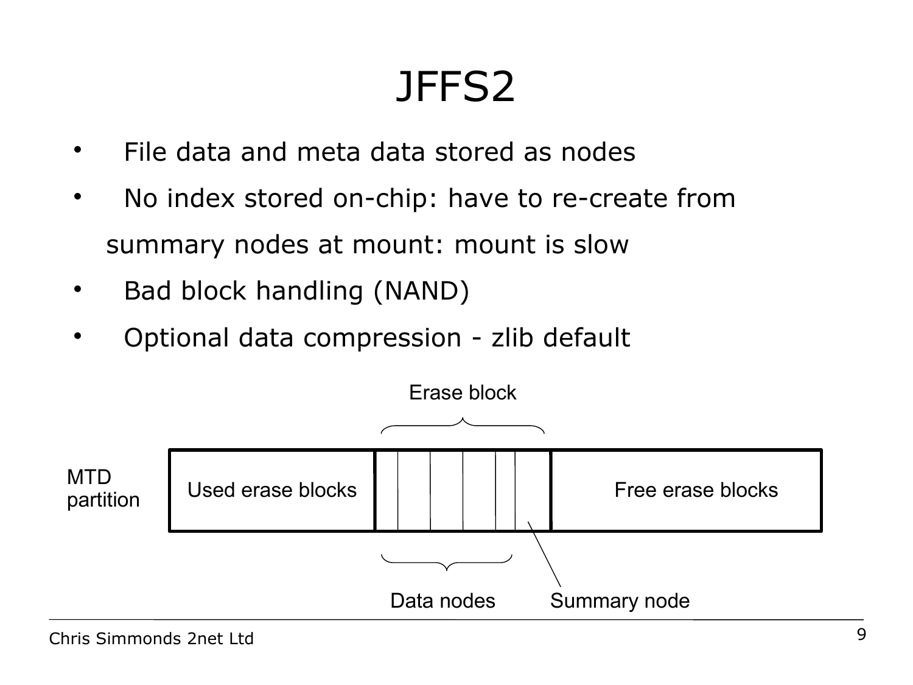# JFFS2

- File data and meta data stored as nodes
- No index stored on-chip: have to re-create from summary nodes at mount: mount is slow
- Bad block handling (NAND)
- Optional data compression - zlib default

Erase block

MTD partition | Used erase blocks | Free erase blocks

Data nodes | Summary node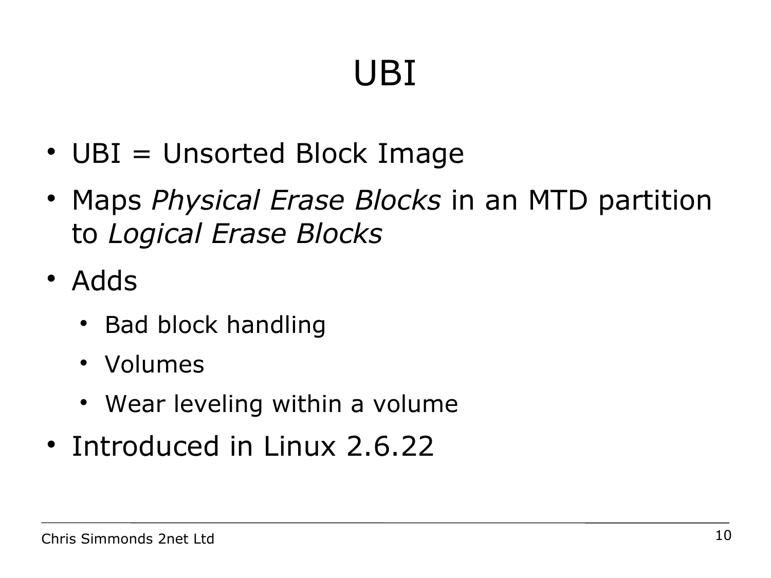# UBI

- UBI = Unsorted Block Image
- Maps *Physical Erase Blocks* in an MTD partition to *Logical Erase Blocks*
- Adds
  - Bad block handling
  - Volumes
  - Wear leveling within a volume
- Introduced in Linux 2.6.22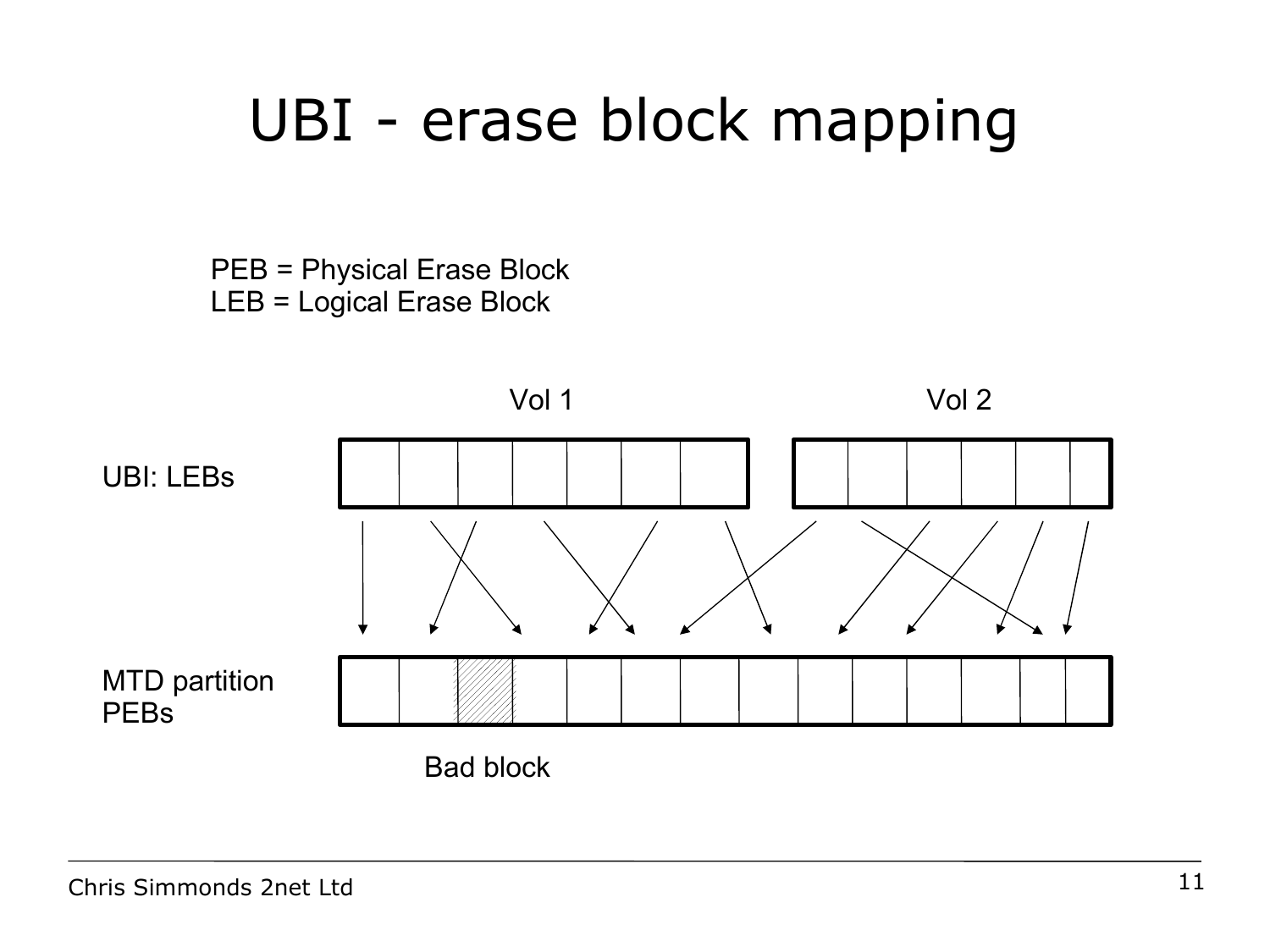# UBI - erase block mapping

PEB = Physical Erase Block
LEB = Logical Erase Block

Vol 1

Vol 2

UBI: LEBs

MTD partition PEBs

Bad block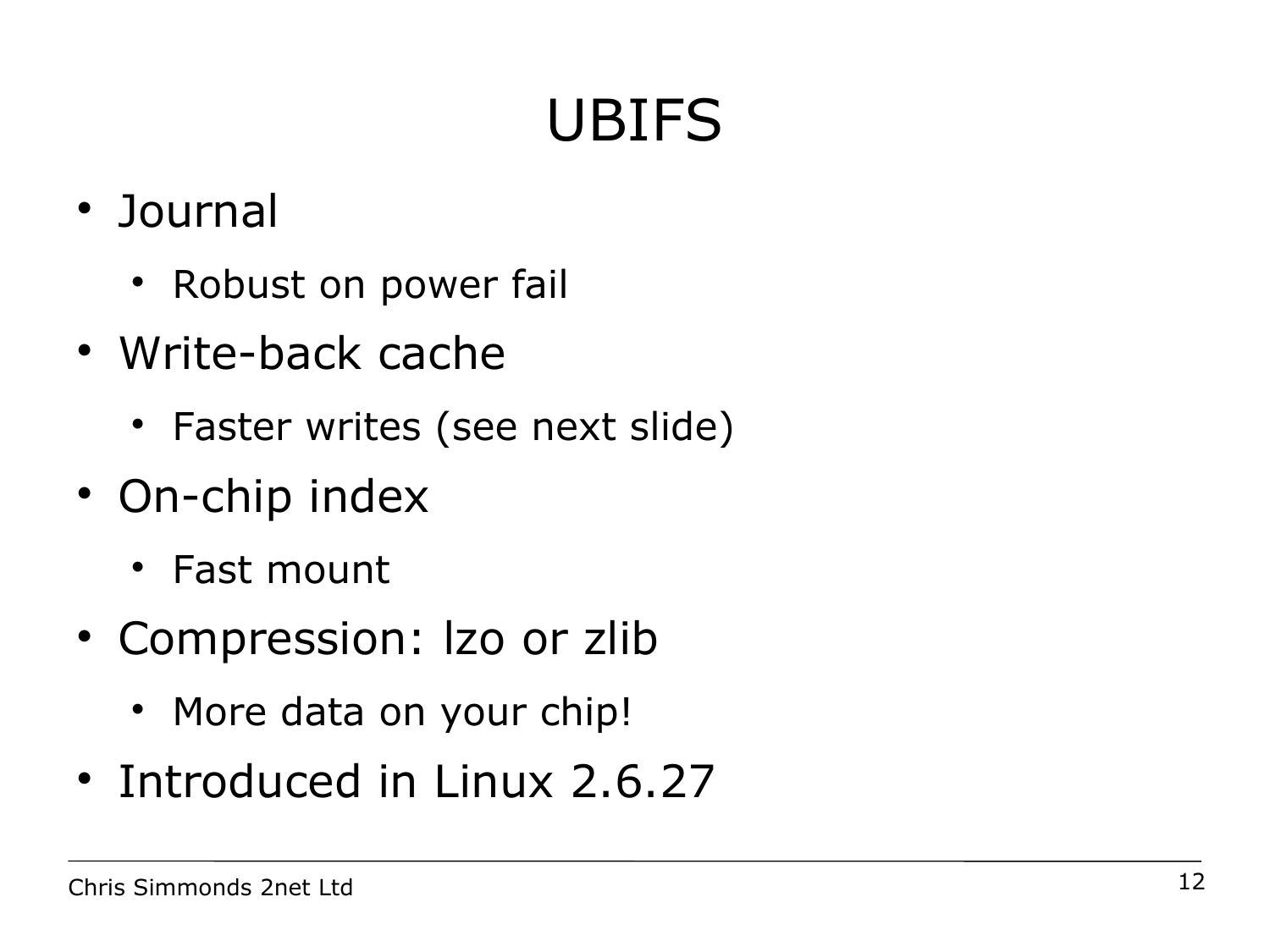# UBIFS

- Journal
  - Robust on power fail
- Write-back cache
  - Faster writes (see next slide)
- On-chip index
  - Fast mount
- Compression: lzo or zlib
  - More data on your chip!
- Introduced in Linux 2.6.27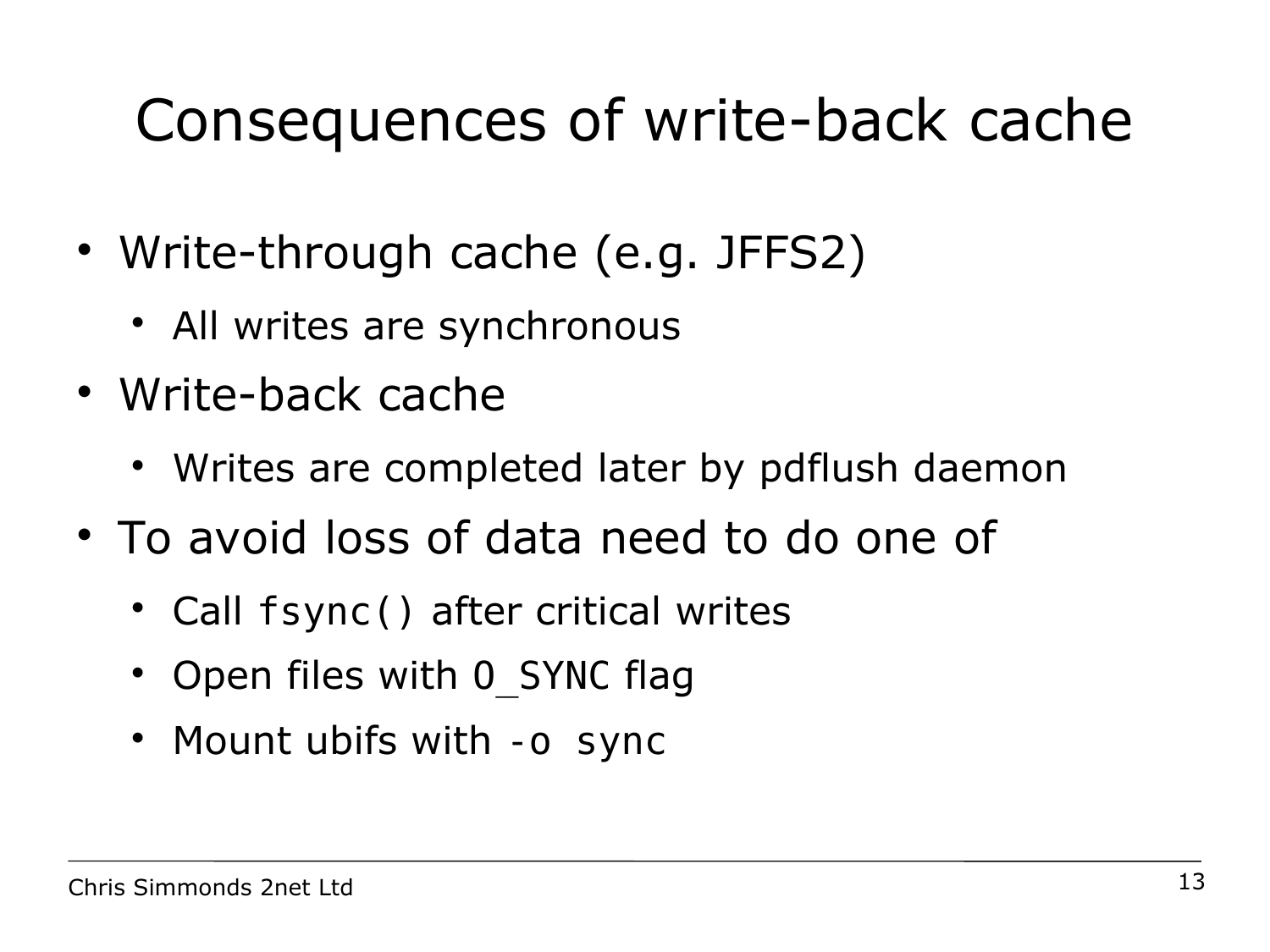# Consequences of write-back cache

- Write-through cache (e.g. JFFS2)
  - All writes are synchronous
- Write-back cache
  - Writes are completed later by pdflush daemon
- To avoid loss of data need to do one of
  - Call `fsync()` after critical writes
  - Open files with `O_SYNC` flag
  - Mount ubifs with `-o sync`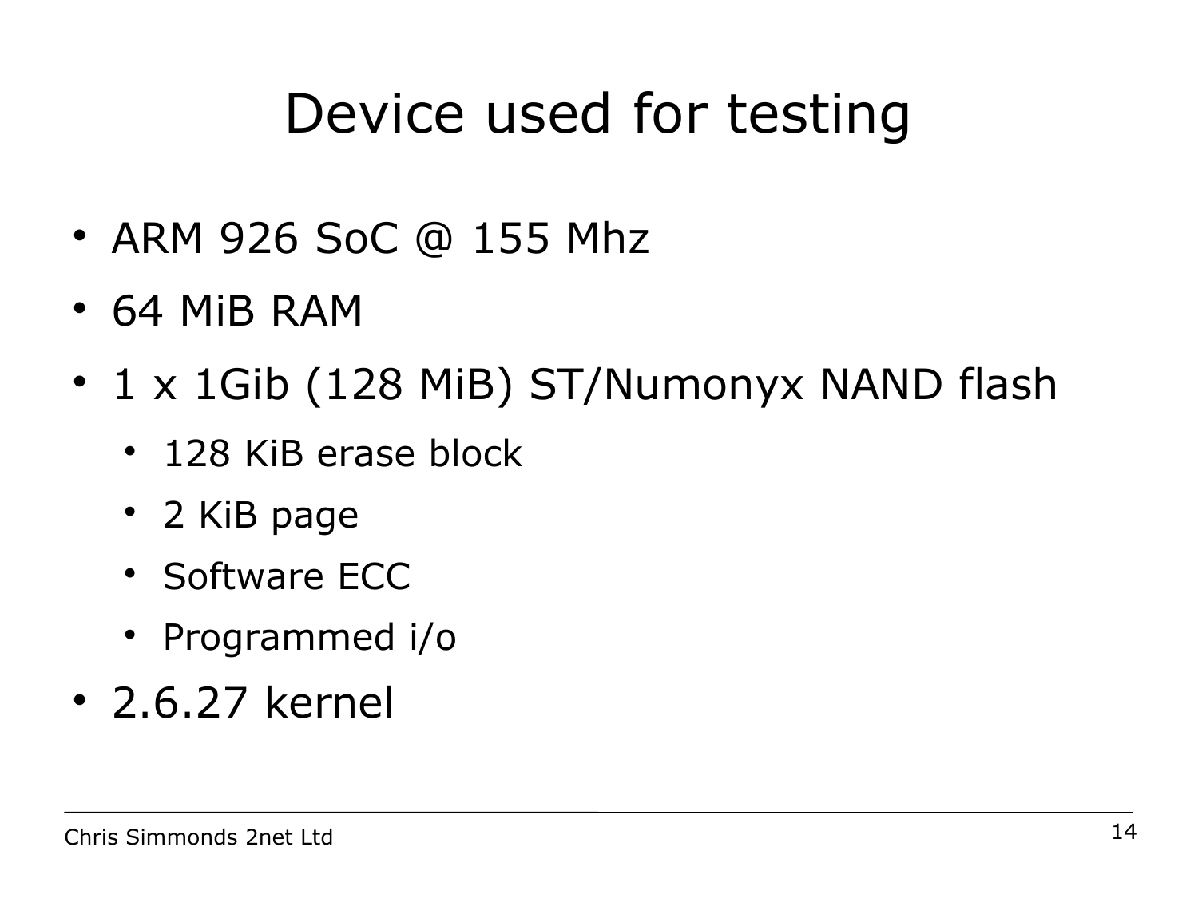# Device used for testing

- ARM 926 SoC @ 155 Mhz
- 64 MiB RAM
- 1 x 1Gib (128 MiB) ST/Numonyx NAND flash
  - 128 KiB erase block
  - 2 KiB page
  - Software ECC
  - Programmed i/o
- 2.6.27 kernel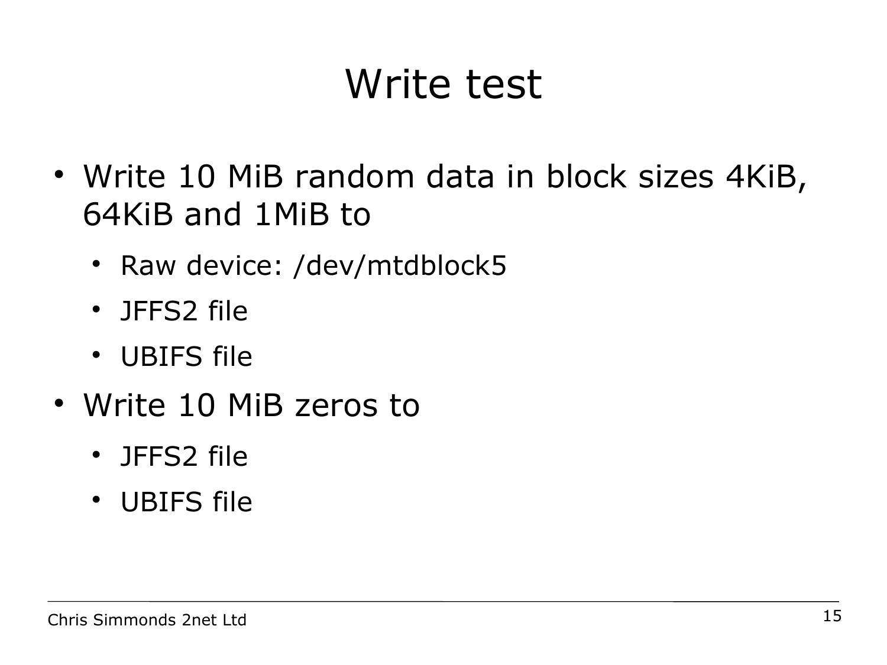# Write test

- Write 10 MiB random data in block sizes 4KiB, 64KiB and 1MiB to
  - Raw device: /dev/mtdblock5
  - JFFS2 file
  - UBIFS file
- Write 10 MiB zeros to
  - JFFS2 file
  - UBIFS file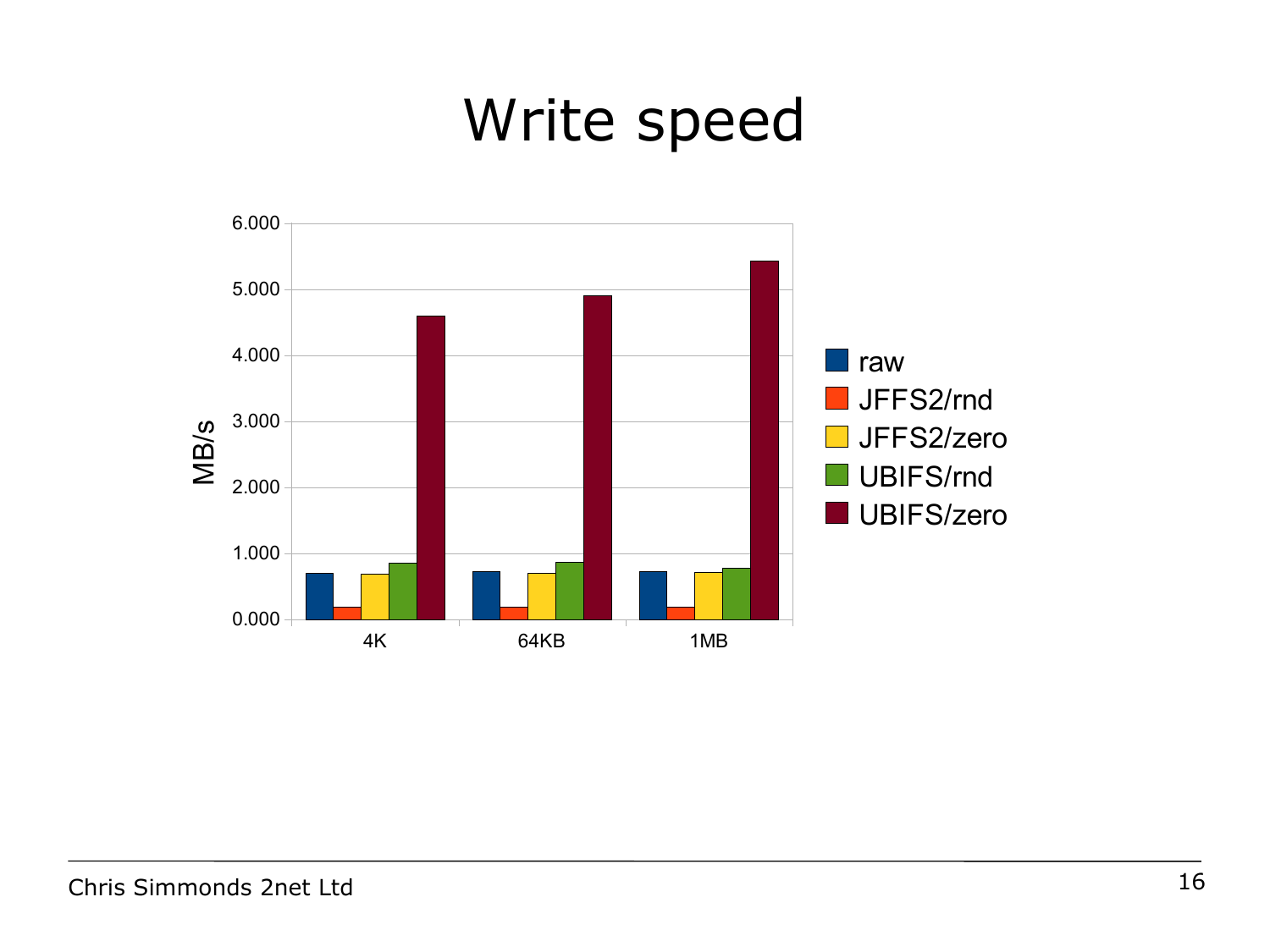# Write speed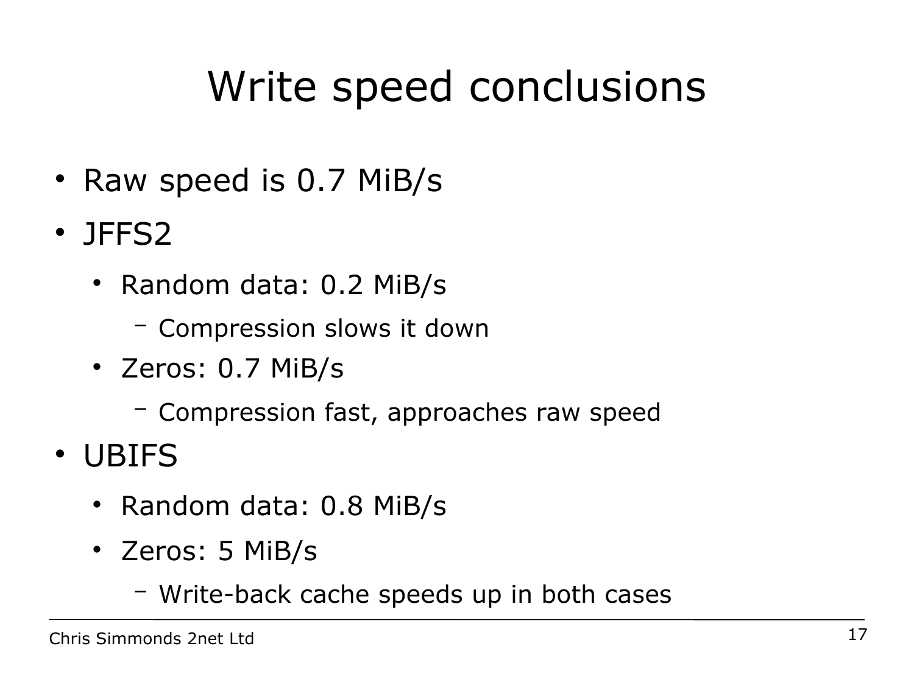# Write speed conclusions

- Raw speed is 0.7 MiB/s
- JFFS2
  - Random data: 0.2 MiB/s
    - Compression slows it down
  - Zeros: 0.7 MiB/s
    - Compression fast, approaches raw speed
- UBIFS
  - Random data: 0.8 MiB/s
  - Zeros: 5 MiB/s
    - Write-back cache speeds up in both cases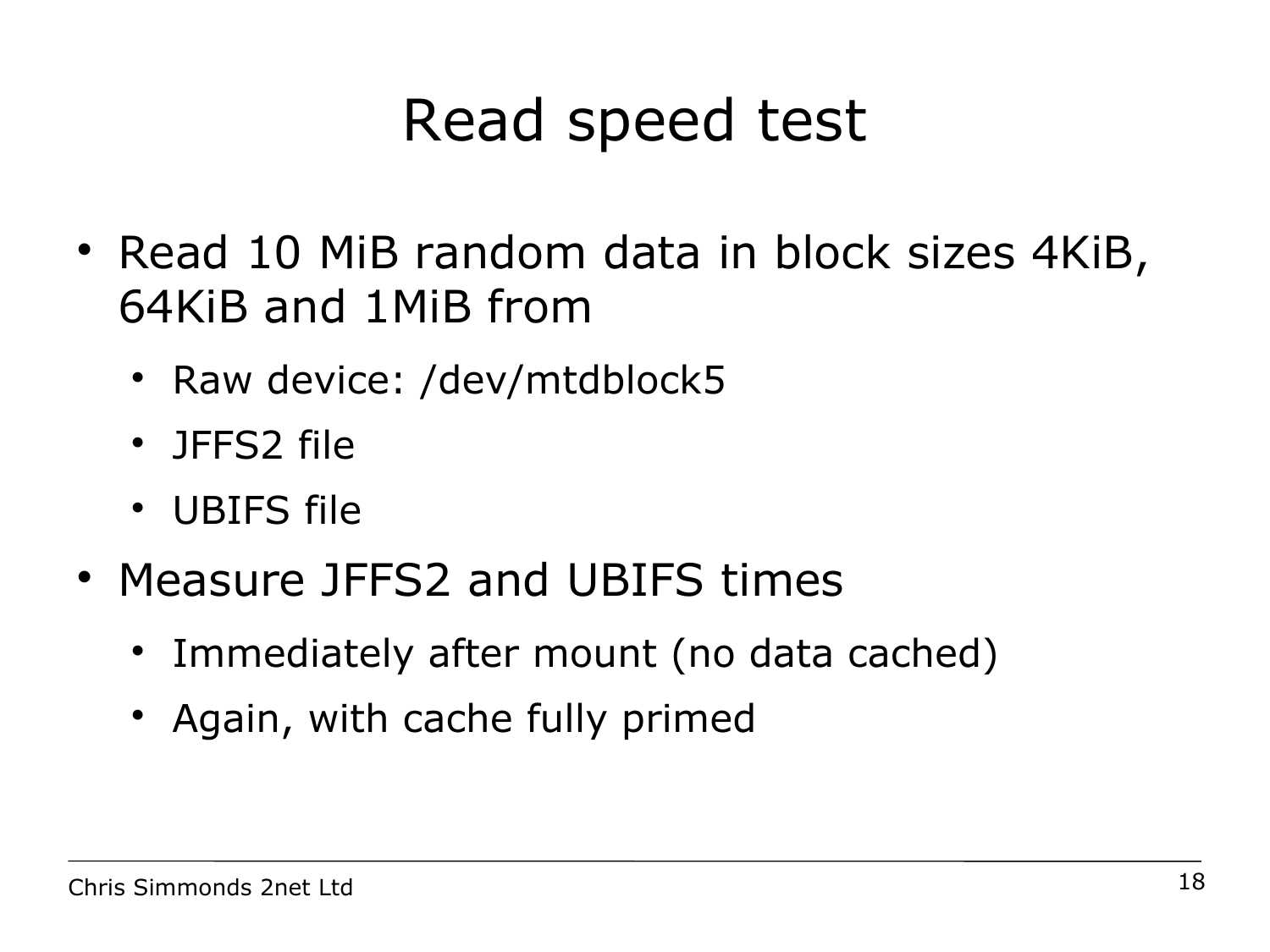# Read speed test

- Read 10 MiB random data in block sizes 4KiB, 64KiB and 1MiB from
  - Raw device: /dev/mtdblock5
  - JFFS2 file
  - UBIFS file
- Measure JFFS2 and UBIFS times
  - Immediately after mount (no data cached)
  - Again, with cache fully primed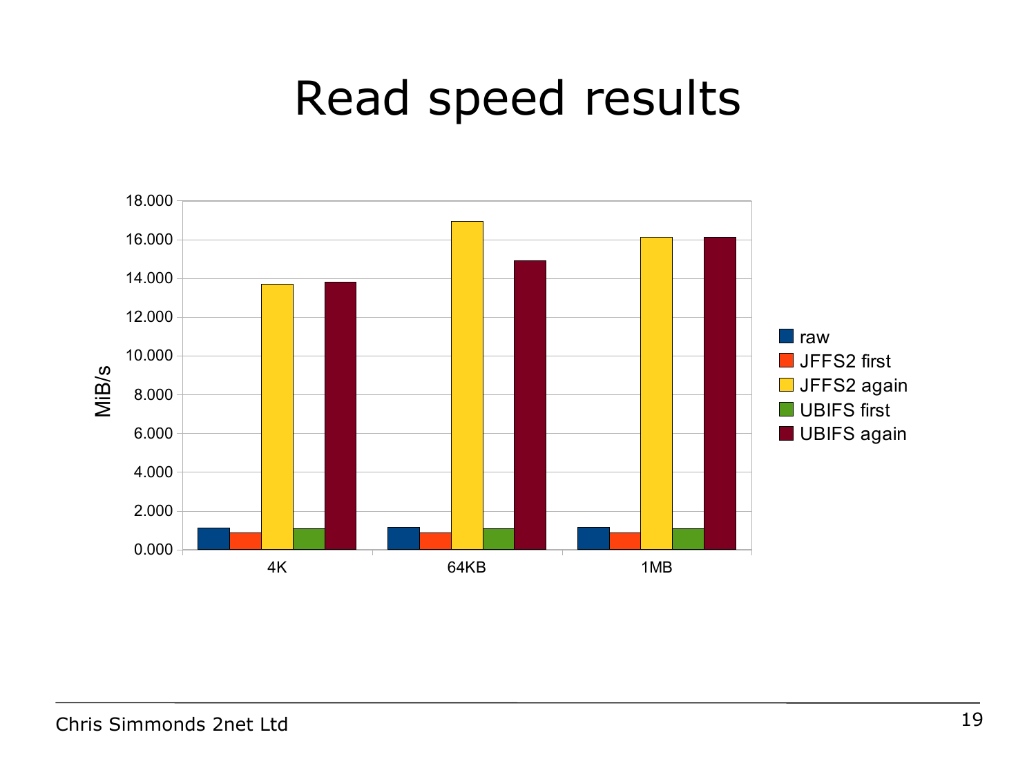# Read speed results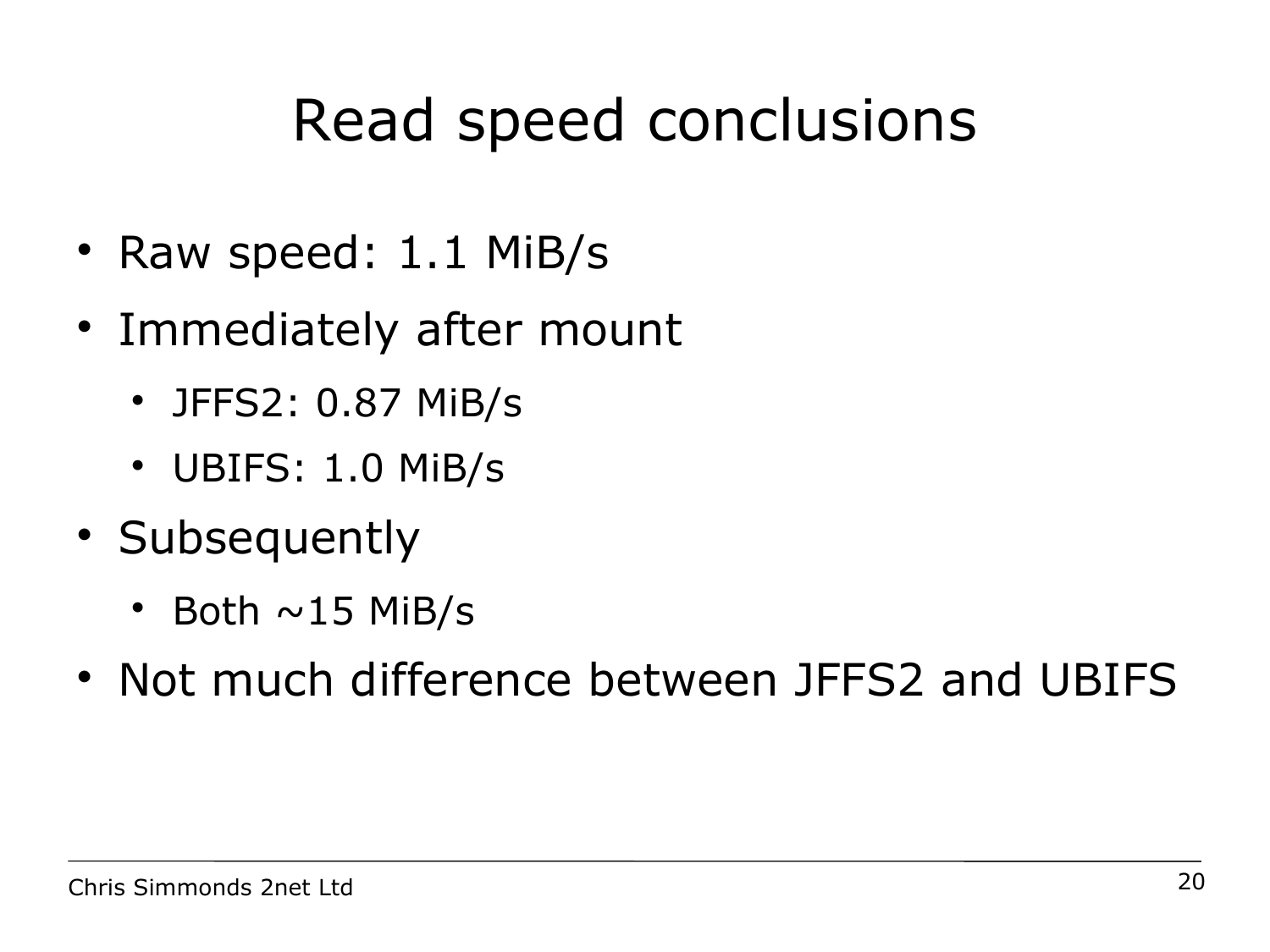# Read speed conclusions

- Raw speed: 1.1 MiB/s
- Immediately after mount
  - JFFS2: 0.87 MiB/s
  - UBIFS: 1.0 MiB/s
- Subsequently
  - Both ~15 MiB/s
- Not much difference between JFFS2 and UBIFS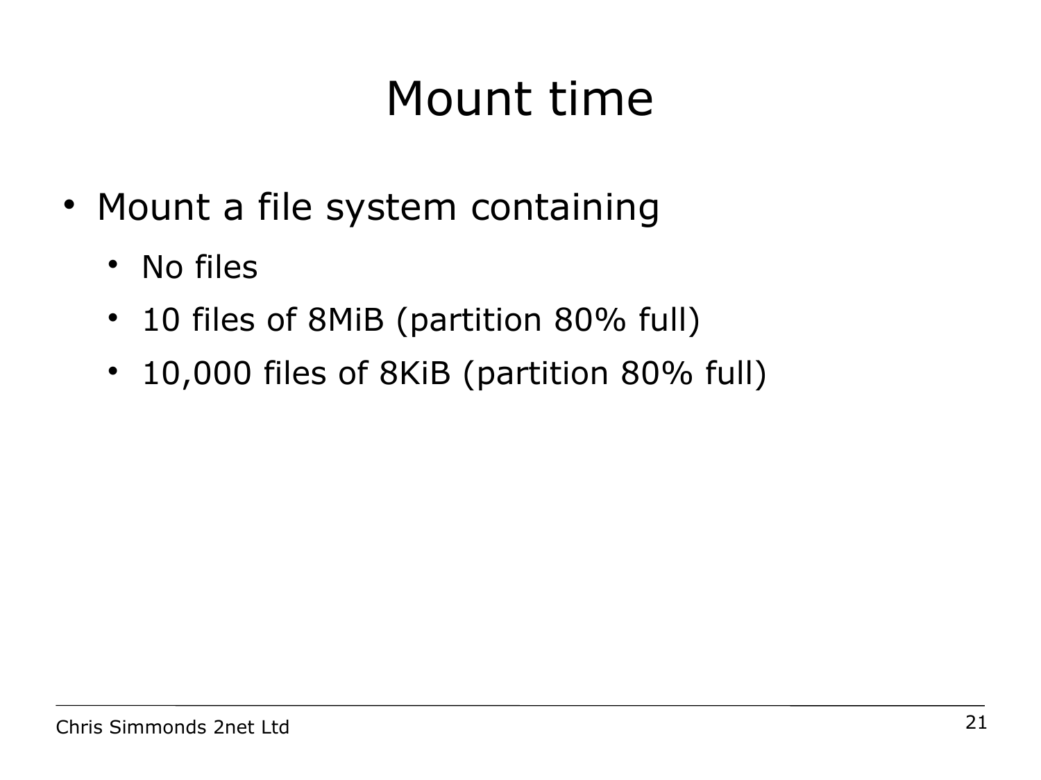# Mount time

- Mount a file system containing
  - No files
  - 10 files of 8MiB (partition 80% full)
  - 10,000 files of 8KiB (partition 80% full)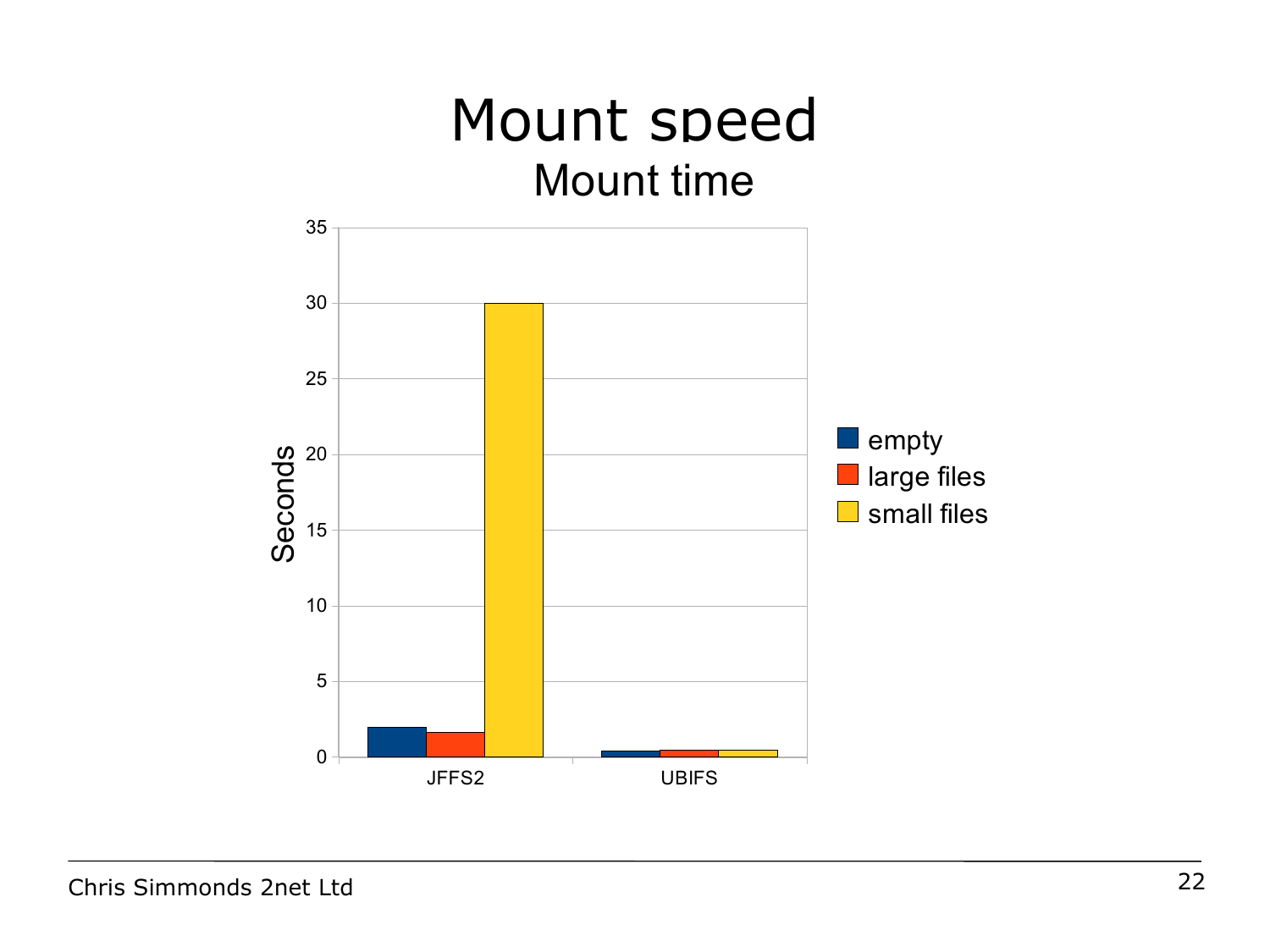# Mount speed

## Mount time

| Seconds | empty | large files | small files |
|---|---|---|---|
| JFFS2 | 2 | 1.7 | 30 |
| UBIFS | 0.4 | 0.45 | 0.45 |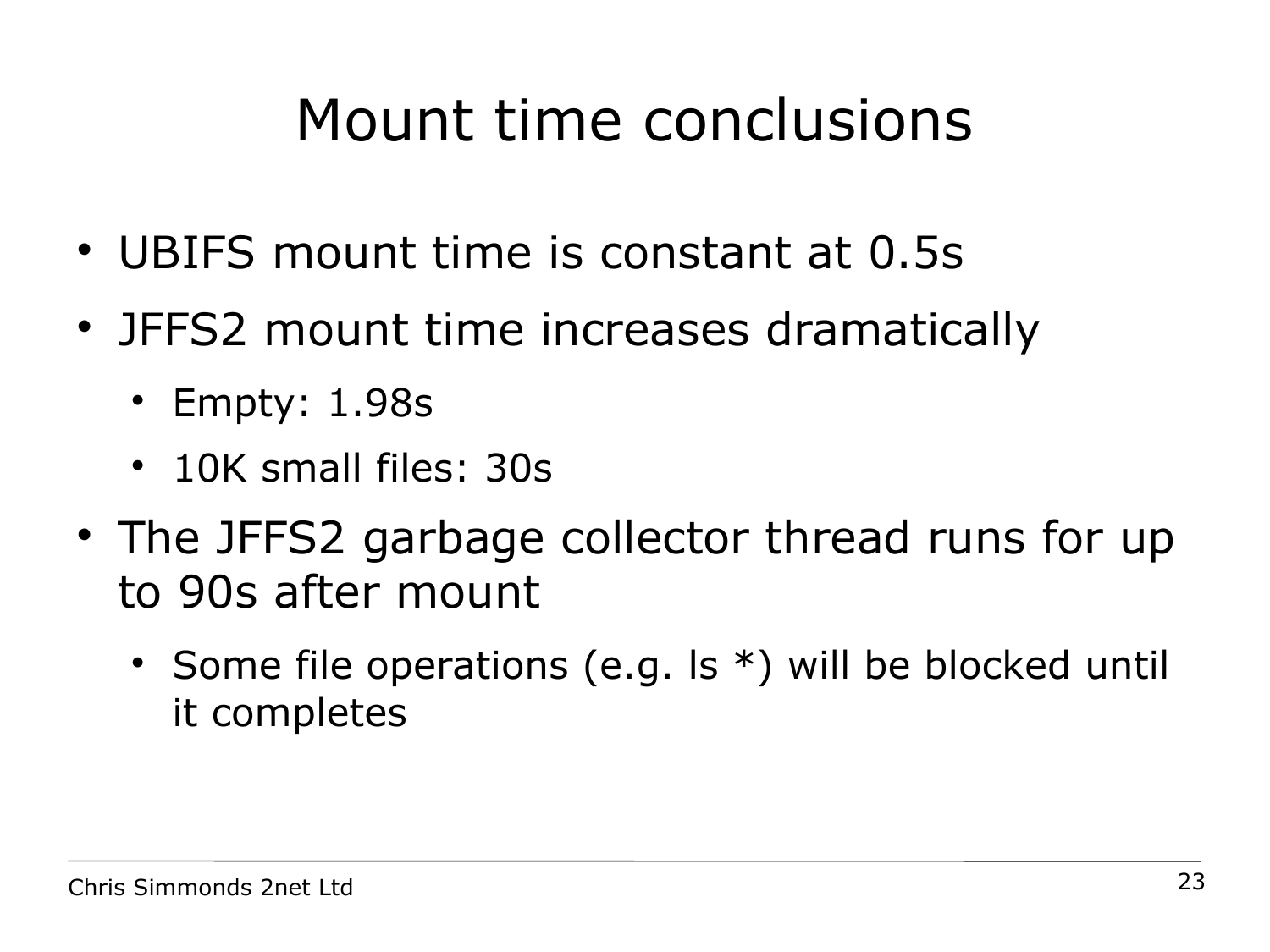# Mount time conclusions

- UBIFS mount time is constant at 0.5s
- JFFS2 mount time increases dramatically
  - Empty: 1.98s
  - 10K small files: 30s
- The JFFS2 garbage collector thread runs for up to 90s after mount
  - Some file operations (e.g. ls *) will be blocked until it completes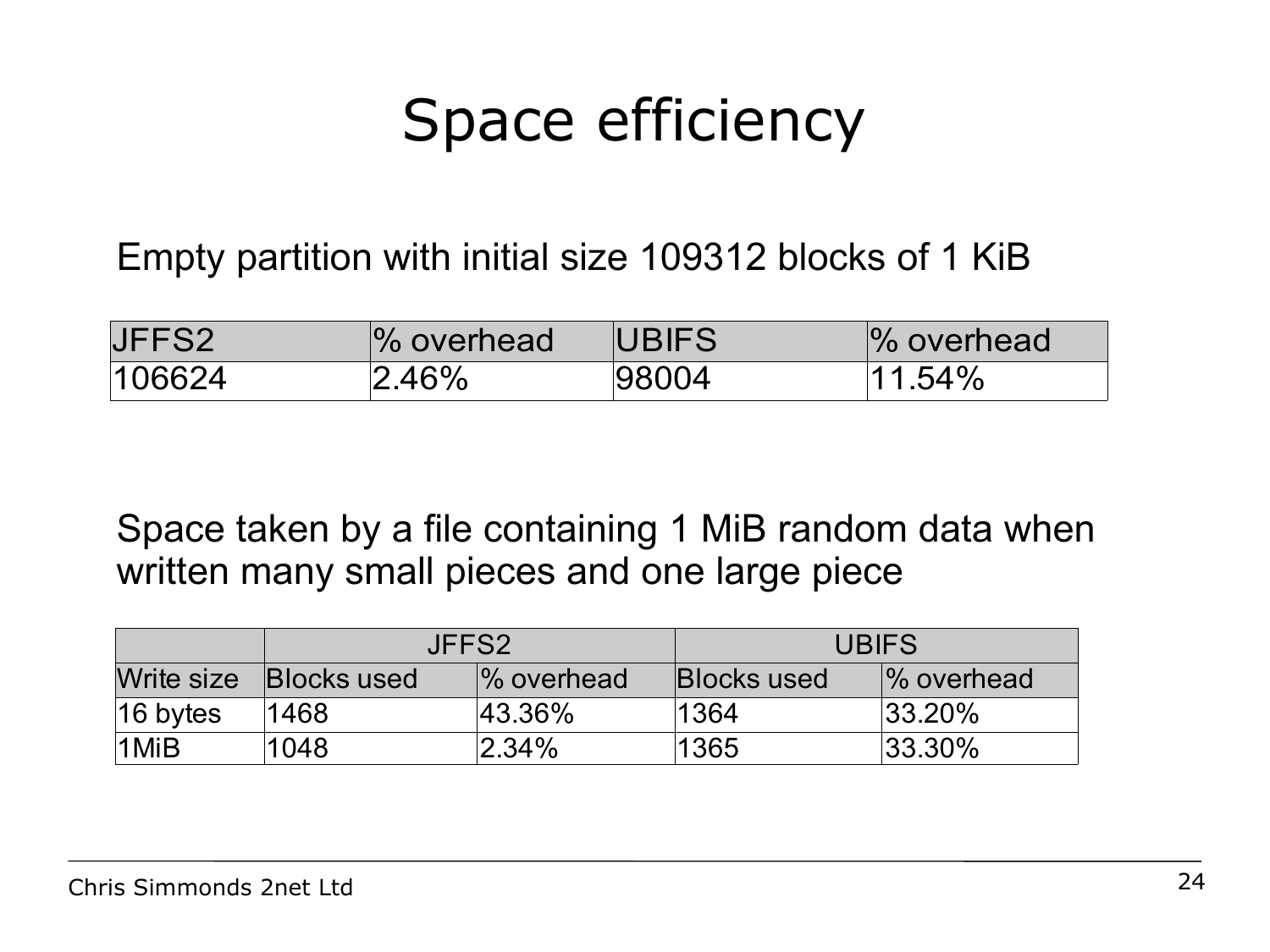# Space efficiency

Empty partition with initial size 109312 blocks of 1 KiB

| JFFS2 | % overhead | UBIFS | % overhead |
|---|---|---|---|
| 106624 | 2.46% | 98004 | 11.54% |

Space taken by a file containing 1 MiB random data when written many small pieces and one large piece

| | JFFS2 | | UBIFS | |
|---|---|---|---|---|
| Write size | Blocks used | % overhead | Blocks used | % overhead |
| 16 bytes | 1468 | 43.36% | 1364 | 33.20% |
| 1MiB | 1048 | 2.34% | 1365 | 33.30% |

Chris Simmonds 2net Ltd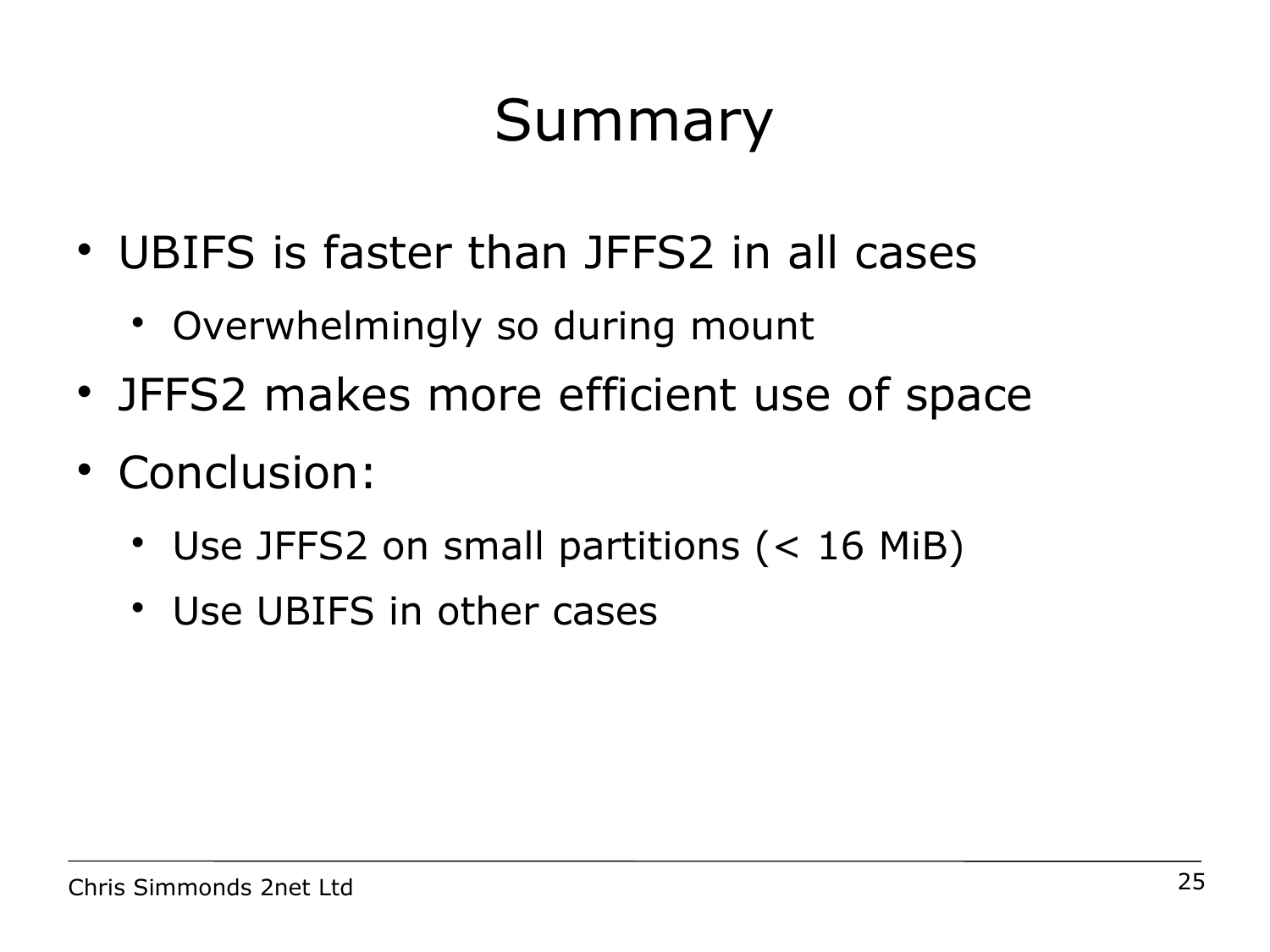# Summary

- UBIFS is faster than JFFS2 in all cases
  - Overwhelmingly so during mount
- JFFS2 makes more efficient use of space
- Conclusion:
  - Use JFFS2 on small partitions (< 16 MiB)
  - Use UBIFS in other cases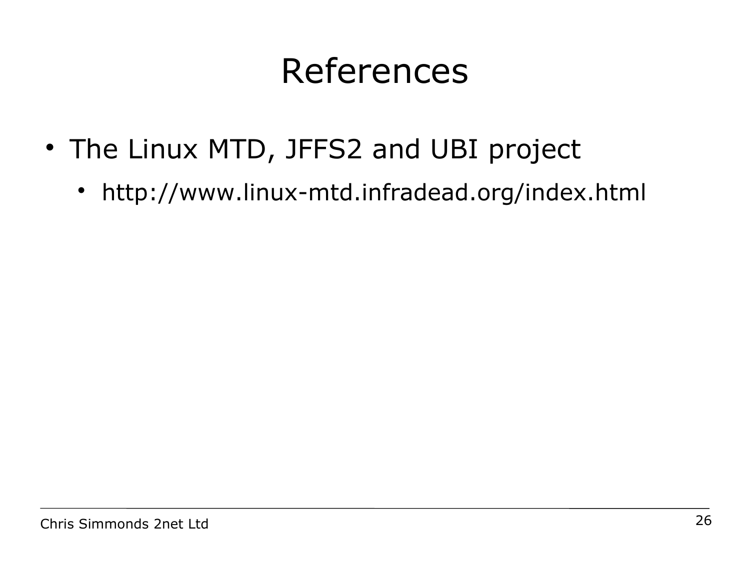# References

- The Linux MTD, JFFS2 and UBI project
  - http://www.linux-mtd.infradead.org/index.html